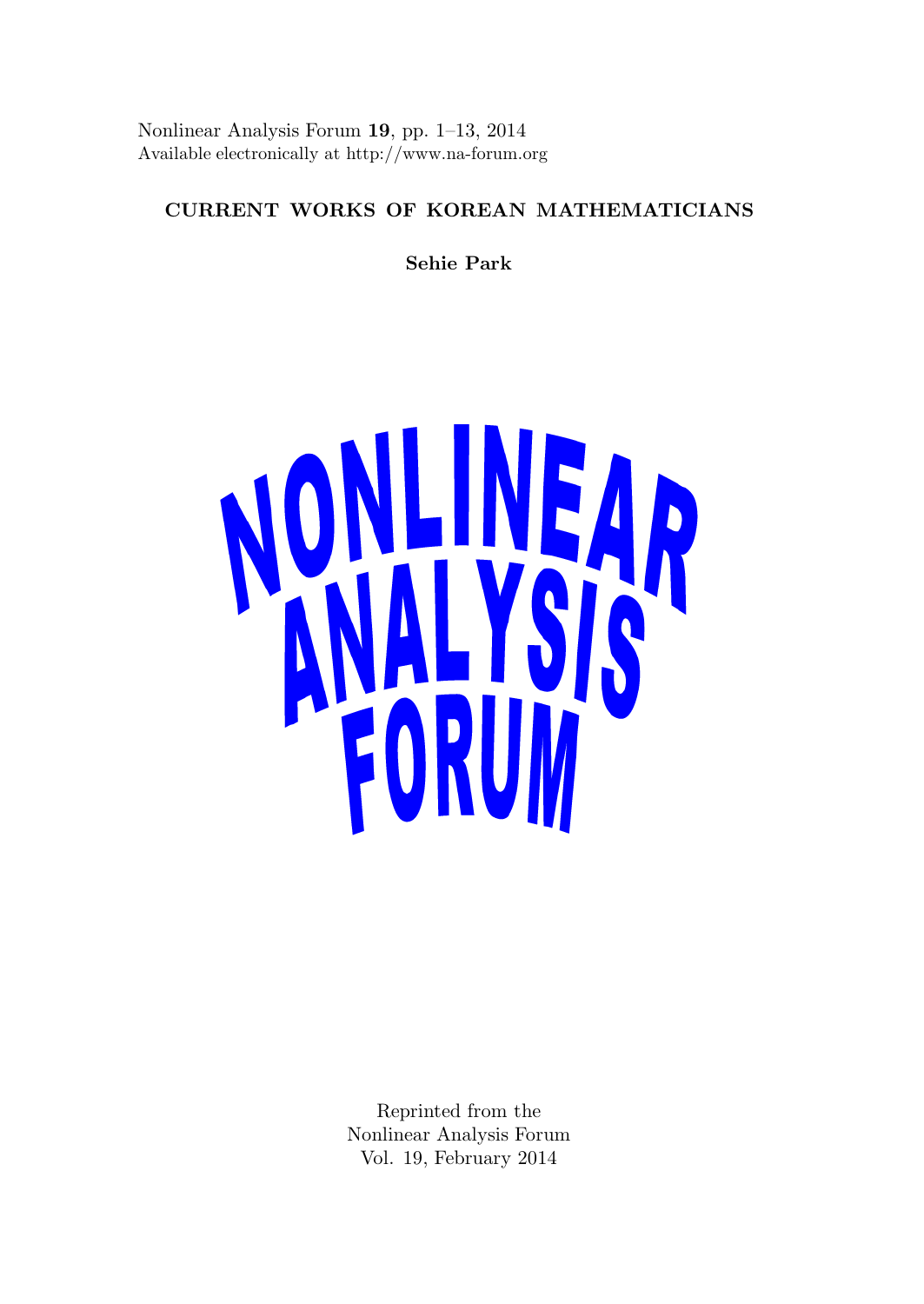Nonlinear Analysis Forum **19**, pp. 1–13, 2014
Available electronically at http://www.na-forum.org

# CURRENT WORKS OF KOREAN MATHEMATICIANS

**Sehie Park**

NONLINEAR ANALYSIS FORUM

Reprinted from the
Nonlinear Analysis Forum
Vol. 19, February 2014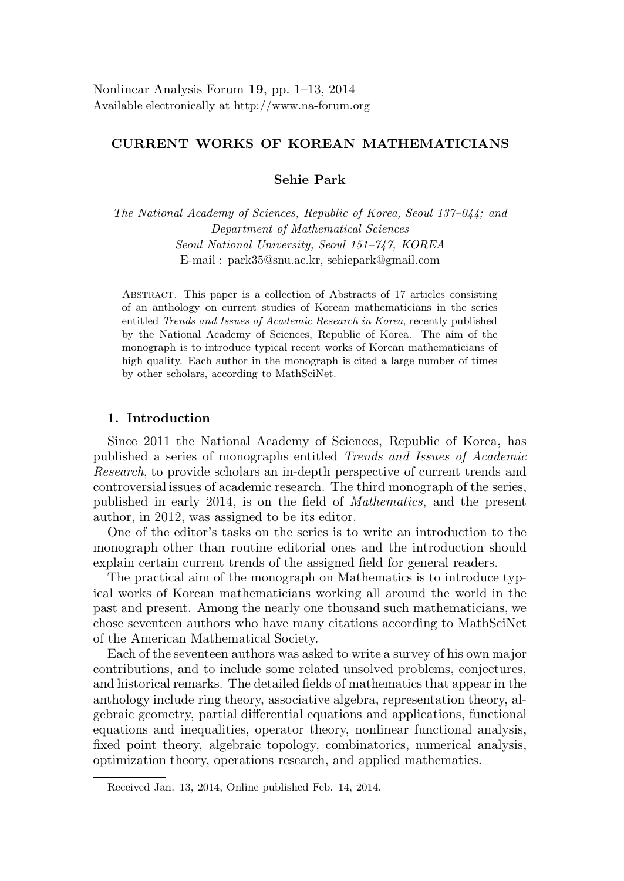Nonlinear Analysis Forum **19**, pp. 1–13, 2014
Available electronically at http://www.na-forum.org

## CURRENT WORKS OF KOREAN MATHEMATICIANS

**Sehie Park**

*The National Academy of Sciences, Republic of Korea, Seoul 137–044; and Department of Mathematical Sciences Seoul National University, Seoul 151–747, KOREA*
E-mail : park35@snu.ac.kr, sehiepark@gmail.com

Abstract. This paper is a collection of Abstracts of 17 articles consisting of an anthology on current studies of Korean mathematicians in the series entitled *Trends and Issues of Academic Research in Korea*, recently published by the National Academy of Sciences, Republic of Korea. The aim of the monograph is to introduce typical recent works of Korean mathematicians of high quality. Each author in the monograph is cited a large number of times by other scholars, according to MathSciNet.

### 1. Introduction

Since 2011 the National Academy of Sciences, Republic of Korea, has published a series of monographs entitled *Trends and Issues of Academic Research*, to provide scholars an in-depth perspective of current trends and controversial issues of academic research. The third monograph of the series, published in early 2014, is on the field of *Mathematics*, and the present author, in 2012, was assigned to be its editor.

One of the editor's tasks on the series is to write an introduction to the monograph other than routine editorial ones and the introduction should explain certain current trends of the assigned field for general readers.

The practical aim of the monograph on Mathematics is to introduce typical works of Korean mathematicians working all around the world in the past and present. Among the nearly one thousand such mathematicians, we chose seventeen authors who have many citations according to MathSciNet of the American Mathematical Society.

Each of the seventeen authors was asked to write a survey of his own major contributions, and to include some related unsolved problems, conjectures, and historical remarks. The detailed fields of mathematics that appear in the anthology include ring theory, associative algebra, representation theory, algebraic geometry, partial differential equations and applications, functional equations and inequalities, operator theory, nonlinear functional analysis, fixed point theory, algebraic topology, combinatorics, numerical analysis, optimization theory, operations research, and applied mathematics.

Received Jan. 13, 2014, Online published Feb. 14, 2014.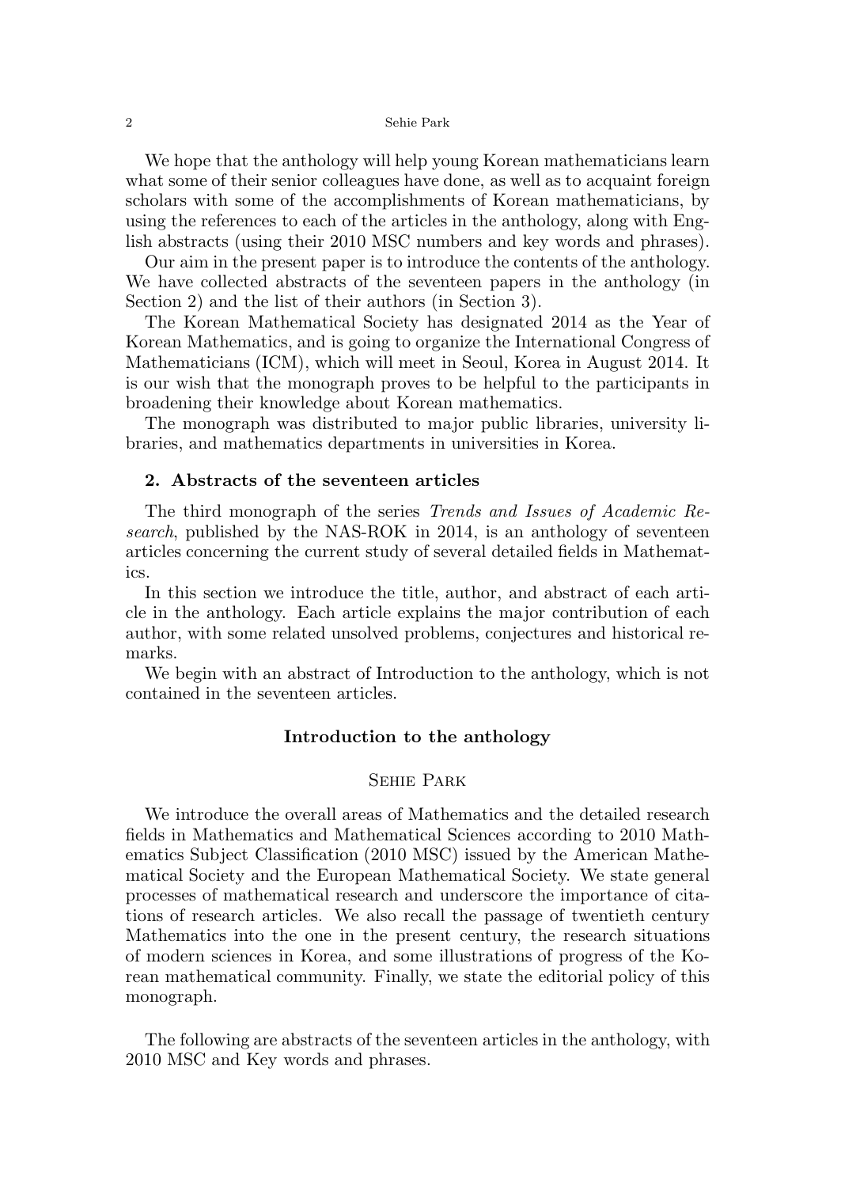We hope that the anthology will help young Korean mathematicians learn what some of their senior colleagues have done, as well as to acquaint foreign scholars with some of the accomplishments of Korean mathematicians, by using the references to each of the articles in the anthology, along with English abstracts (using their 2010 MSC numbers and key words and phrases).

Our aim in the present paper is to introduce the contents of the anthology. We have collected abstracts of the seventeen papers in the anthology (in Section 2) and the list of their authors (in Section 3).

The Korean Mathematical Society has designated 2014 as the Year of Korean Mathematics, and is going to organize the International Congress of Mathematicians (ICM), which will meet in Seoul, Korea in August 2014. It is our wish that the monograph proves to be helpful to the participants in broadening their knowledge about Korean mathematics.

The monograph was distributed to major public libraries, university libraries, and mathematics departments in universities in Korea.

## 2. Abstracts of the seventeen articles

The third monograph of the series *Trends and Issues of Academic Research*, published by the NAS-ROK in 2014, is an anthology of seventeen articles concerning the current study of several detailed fields in Mathematics.

In this section we introduce the title, author, and abstract of each article in the anthology. Each article explains the major contribution of each author, with some related unsolved problems, conjectures and historical remarks.

We begin with an abstract of Introduction to the anthology, which is not contained in the seventeen articles.

### Introduction to the anthology

Sehie Park

We introduce the overall areas of Mathematics and the detailed research fields in Mathematics and Mathematical Sciences according to 2010 Mathematics Subject Classification (2010 MSC) issued by the American Mathematical Society and the European Mathematical Society. We state general processes of mathematical research and underscore the importance of citations of research articles. We also recall the passage of twentieth century Mathematics into the one in the present century, the research situations of modern sciences in Korea, and some illustrations of progress of the Korean mathematical community. Finally, we state the editorial policy of this monograph.

The following are abstracts of the seventeen articles in the anthology, with 2010 MSC and Key words and phrases.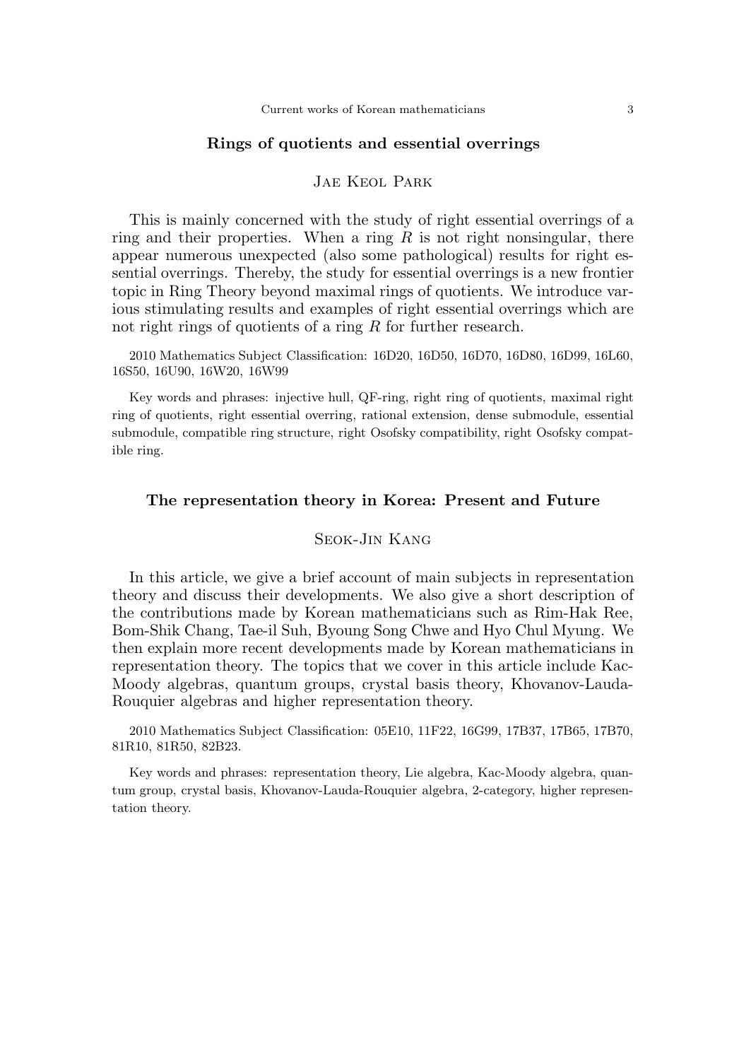## Rings of quotients and essential overrings

### Jae Keol Park

This is mainly concerned with the study of right essential overrings of a ring and their properties. When a ring $R$ is not right nonsingular, there appear numerous unexpected (also some pathological) results for right essential overrings. Thereby, the study for essential overrings is a new frontier topic in Ring Theory beyond maximal rings of quotients. We introduce various stimulating results and examples of right essential overrings which are not right rings of quotients of a ring $R$ for further research.

2010 Mathematics Subject Classification: 16D20, 16D50, 16D70, 16D80, 16D99, 16L60, 16S50, 16U90, 16W20, 16W99

Key words and phrases: injective hull, QF-ring, right ring of quotients, maximal right ring of quotients, right essential overring, rational extension, dense submodule, essential submodule, compatible ring structure, right Osofsky compatibility, right Osofsky compatible ring.

## The representation theory in Korea: Present and Future

### Seok-Jin Kang

In this article, we give a brief account of main subjects in representation theory and discuss their developments. We also give a short description of the contributions made by Korean mathematicians such as Rim-Hak Ree, Bom-Shik Chang, Tae-il Suh, Byoung Song Chwe and Hyo Chul Myung. We then explain more recent developments made by Korean mathematicians in representation theory. The topics that we cover in this article include Kac-Moody algebras, quantum groups, crystal basis theory, Khovanov-Lauda-Rouquier algebras and higher representation theory.

2010 Mathematics Subject Classification: 05E10, 11F22, 16G99, 17B37, 17B65, 17B70, 81R10, 81R50, 82B23.

Key words and phrases: representation theory, Lie algebra, Kac-Moody algebra, quantum group, crystal basis, Khovanov-Lauda-Rouquier algebra, 2-category, higher representation theory.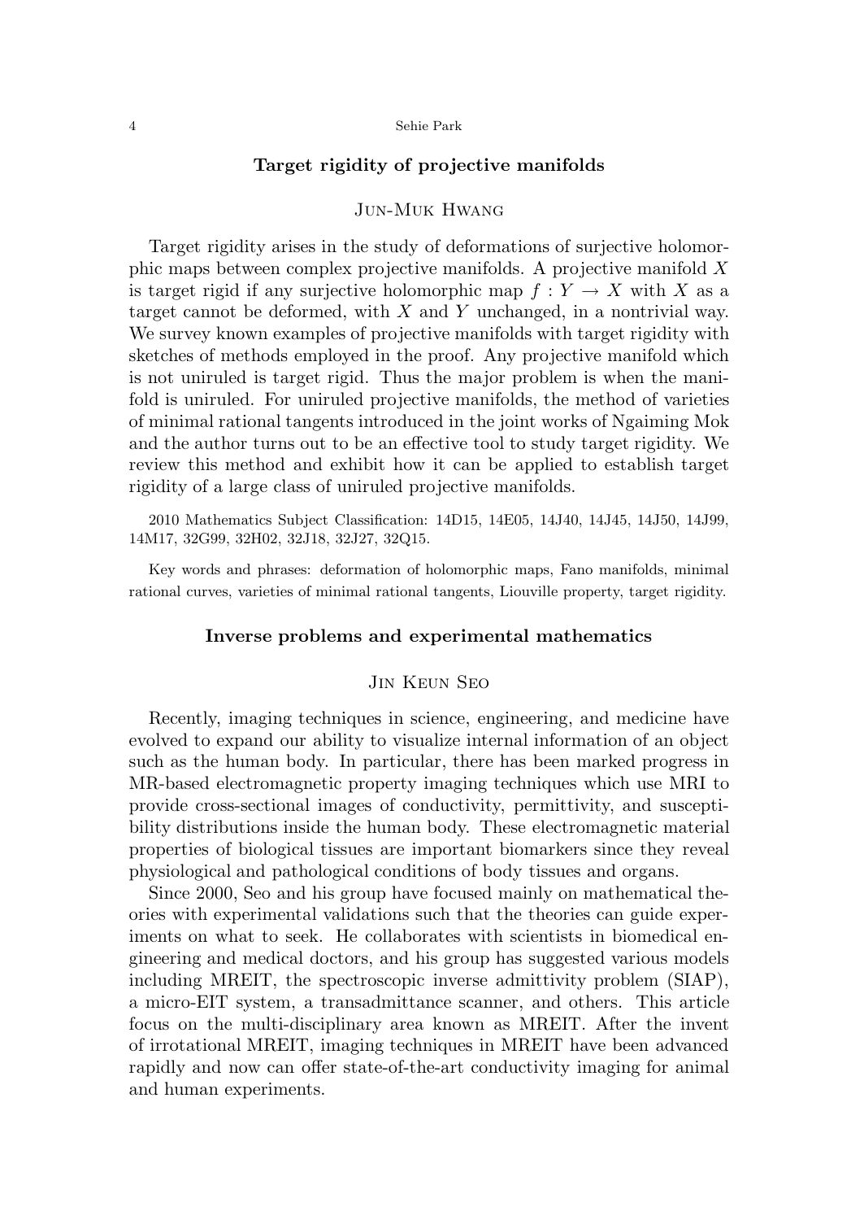## Target rigidity of projective manifolds

### Jun-Muk Hwang

Target rigidity arises in the study of deformations of surjective holomorphic maps between complex projective manifolds. A projective manifold $X$ is target rigid if any surjective holomorphic map $f : Y \to X$ with $X$ as a target cannot be deformed, with $X$ and $Y$ unchanged, in a nontrivial way. We survey known examples of projective manifolds with target rigidity with sketches of methods employed in the proof. Any projective manifold which is not uniruled is target rigid. Thus the major problem is when the manifold is uniruled. For uniruled projective manifolds, the method of varieties of minimal rational tangents introduced in the joint works of Ngaiming Mok and the author turns out to be an effective tool to study target rigidity. We review this method and exhibit how it can be applied to establish target rigidity of a large class of uniruled projective manifolds.

2010 Mathematics Subject Classification: 14D15, 14E05, 14J40, 14J45, 14J50, 14J99, 14M17, 32G99, 32H02, 32J18, 32J27, 32Q15.

Key words and phrases: deformation of holomorphic maps, Fano manifolds, minimal rational curves, varieties of minimal rational tangents, Liouville property, target rigidity.

## Inverse problems and experimental mathematics

### Jin Keun Seo

Recently, imaging techniques in science, engineering, and medicine have evolved to expand our ability to visualize internal information of an object such as the human body. In particular, there has been marked progress in MR-based electromagnetic property imaging techniques which use MRI to provide cross-sectional images of conductivity, permittivity, and susceptibility distributions inside the human body. These electromagnetic material properties of biological tissues are important biomarkers since they reveal physiological and pathological conditions of body tissues and organs.

Since 2000, Seo and his group have focused mainly on mathematical theories with experimental validations such that the theories can guide experiments on what to seek. He collaborates with scientists in biomedical engineering and medical doctors, and his group has suggested various models including MREIT, the spectroscopic inverse admittivity problem (SIAP), a micro-EIT system, a transadmittance scanner, and others. This article focus on the multi-disciplinary area known as MREIT. After the invent of irrotational MREIT, imaging techniques in MREIT have been advanced rapidly and now can offer state-of-the-art conductivity imaging for animal and human experiments.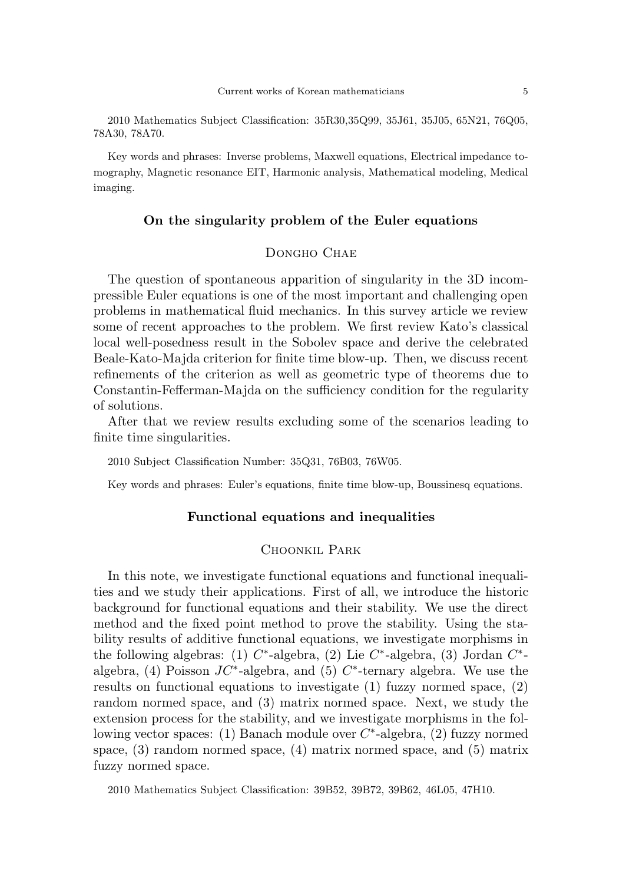2010 Mathematics Subject Classification: 35R30,35Q99, 35J61, 35J05, 65N21, 76Q05, 78A30, 78A70.

Key words and phrases: Inverse problems, Maxwell equations, Electrical impedance tomography, Magnetic resonance EIT, Harmonic analysis, Mathematical modeling, Medical imaging.

### On the singularity problem of the Euler equations

Dongho Chae

The question of spontaneous apparition of singularity in the 3D incompressible Euler equations is one of the most important and challenging open problems in mathematical fluid mechanics. In this survey article we review some of recent approaches to the problem. We first review Kato's classical local well-posedness result in the Sobolev space and derive the celebrated Beale-Kato-Majda criterion for finite time blow-up. Then, we discuss recent refinements of the criterion as well as geometric type of theorems due to Constantin-Fefferman-Majda on the sufficiency condition for the regularity of solutions.

After that we review results excluding some of the scenarios leading to finite time singularities.

2010 Subject Classification Number: 35Q31, 76B03, 76W05.

Key words and phrases: Euler's equations, finite time blow-up, Boussinesq equations.

### Functional equations and inequalities

Choonkil Park

In this note, we investigate functional equations and functional inequalities and we study their applications. First of all, we introduce the historic background for functional equations and their stability. We use the direct method and the fixed point method to prove the stability. Using the stability results of additive functional equations, we investigate morphisms in the following algebras: (1) $C^*$-algebra, (2) Lie $C^*$-algebra, (3) Jordan $C^*$-algebra, (4) Poisson $JC^*$-algebra, and (5) $C^*$-ternary algebra. We use the results on functional equations to investigate (1) fuzzy normed space, (2) random normed space, and (3) matrix normed space. Next, we study the extension process for the stability, and we investigate morphisms in the following vector spaces: (1) Banach module over $C^*$-algebra, (2) fuzzy normed space, (3) random normed space, (4) matrix normed space, and (5) matrix fuzzy normed space.

2010 Mathematics Subject Classification: 39B52, 39B72, 39B62, 46L05, 47H10.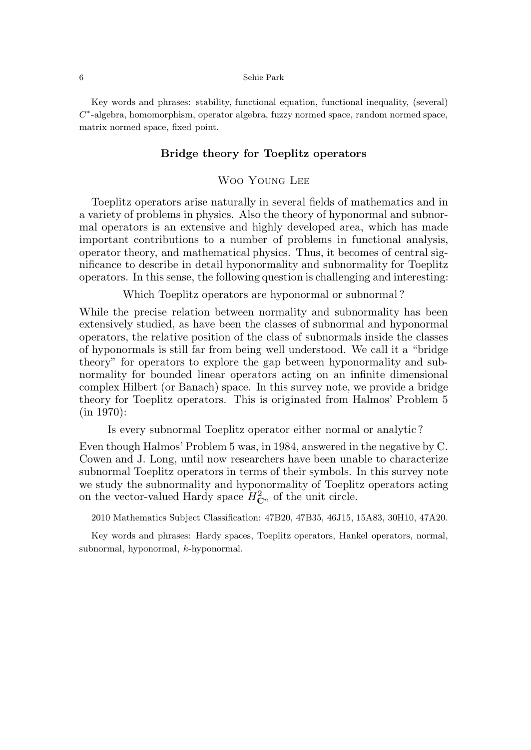Key words and phrases: stability, functional equation, functional inequality, (several) $C^*$-algebra, homomorphism, operator algebra, fuzzy normed space, random normed space, matrix normed space, fixed point.

### Bridge theory for Toeplitz operators

Woo Young Lee

Toeplitz operators arise naturally in several fields of mathematics and in a variety of problems in physics. Also the theory of hyponormal and subnormal operators is an extensive and highly developed area, which has made important contributions to a number of problems in functional analysis, operator theory, and mathematical physics. Thus, it becomes of central significance to describe in detail hyponormality and subnormality for Toeplitz operators. In this sense, the following question is challenging and interesting:

Which Toeplitz operators are hyponormal or subnormal ?

While the precise relation between normality and subnormality has been extensively studied, as have been the classes of subnormal and hyponormal operators, the relative position of the class of subnormals inside the classes of hyponormals is still far from being well understood. We call it a "bridge theory" for operators to explore the gap between hyponormality and subnormality for bounded linear operators acting on an infinite dimensional complex Hilbert (or Banach) space. In this survey note, we provide a bridge theory for Toeplitz operators. This is originated from Halmos' Problem 5 (in 1970):

Is every subnormal Toeplitz operator either normal or analytic ?

Even though Halmos' Problem 5 was, in 1984, answered in the negative by C. Cowen and J. Long, until now researchers have been unable to characterize subnormal Toeplitz operators in terms of their symbols. In this survey note we study the subnormality and hyponormality of Toeplitz operators acting on the vector-valued Hardy space $H^2_{\mathbb{C}^n}$ of the unit circle.

2010 Mathematics Subject Classification: 47B20, 47B35, 46J15, 15A83, 30H10, 47A20.

Key words and phrases: Hardy spaces, Toeplitz operators, Hankel operators, normal, subnormal, hyponormal, $k$-hyponormal.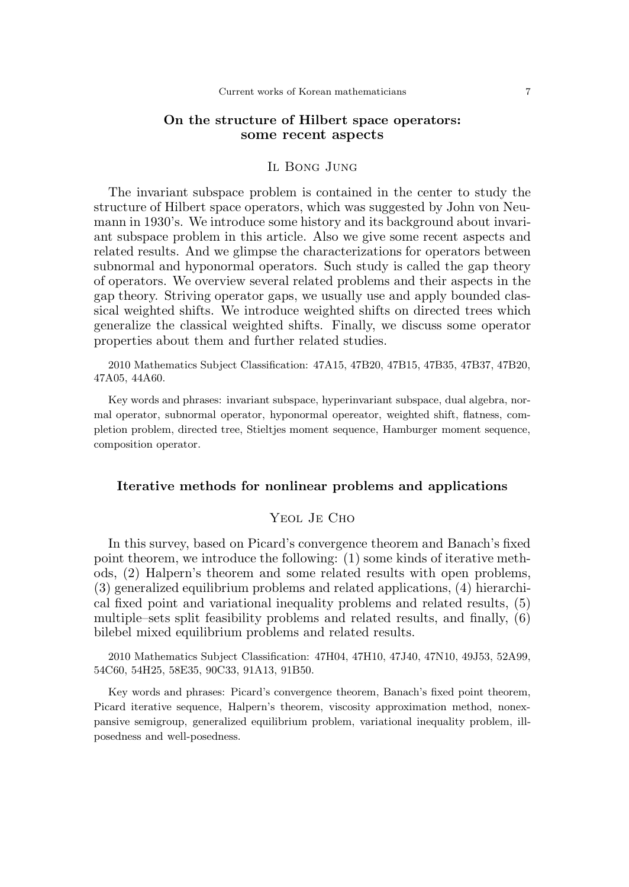## On the structure of Hilbert space operators: some recent aspects

Il Bong Jung

The invariant subspace problem is contained in the center to study the structure of Hilbert space operators, which was suggested by John von Neumann in 1930's. We introduce some history and its background about invariant subspace problem in this article. Also we give some recent aspects and related results. And we glimpse the characterizations for operators between subnormal and hyponormal operators. Such study is called the gap theory of operators. We overview several related problems and their aspects in the gap theory. Striving operator gaps, we usually use and apply bounded classical weighted shifts. We introduce weighted shifts on directed trees which generalize the classical weighted shifts. Finally, we discuss some operator properties about them and further related studies.

2010 Mathematics Subject Classification: 47A15, 47B20, 47B15, 47B35, 47B37, 47B20, 47A05, 44A60.

Key words and phrases: invariant subspace, hyperinvariant subspace, dual algebra, normal operator, subnormal operator, hyponormal opereator, weighted shift, flatness, completion problem, directed tree, Stieltjes moment sequence, Hamburger moment sequence, composition operator.

## Iterative methods for nonlinear problems and applications

Yeol Je Cho

In this survey, based on Picard's convergence theorem and Banach's fixed point theorem, we introduce the following: (1) some kinds of iterative methods, (2) Halpern's theorem and some related results with open problems, (3) generalized equilibrium problems and related applications, (4) hierarchical fixed point and variational inequality problems and related results, (5) multiple–sets split feasibility problems and related results, and finally, (6) bilebel mixed equilibrium problems and related results.

2010 Mathematics Subject Classification: 47H04, 47H10, 47J40, 47N10, 49J53, 52A99, 54C60, 54H25, 58E35, 90C33, 91A13, 91B50.

Key words and phrases: Picard's convergence theorem, Banach's fixed point theorem, Picard iterative sequence, Halpern's theorem, viscosity approximation method, nonexpansive semigroup, generalized equilibrium problem, variational inequality problem, ill-posedness and well-posedness.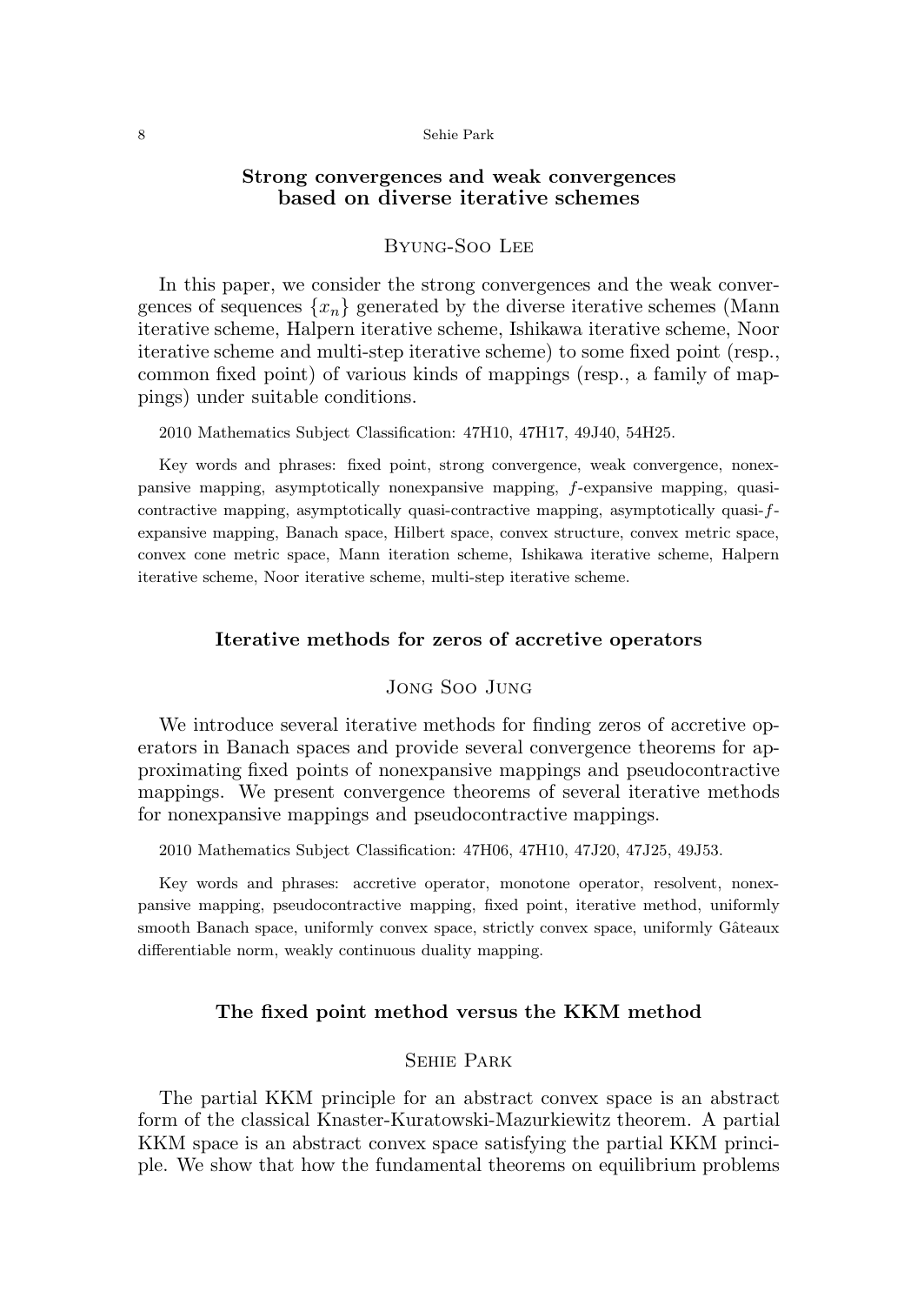### Strong convergences and weak convergences based on diverse iterative schemes

Byung-Soo Lee

In this paper, we consider the strong convergences and the weak convergences of sequences $\{x_n\}$ generated by the diverse iterative schemes (Mann iterative scheme, Halpern iterative scheme, Ishikawa iterative scheme, Noor iterative scheme and multi-step iterative scheme) to some fixed point (resp., common fixed point) of various kinds of mappings (resp., a family of mappings) under suitable conditions.

2010 Mathematics Subject Classification: 47H10, 47H17, 49J40, 54H25.

Key words and phrases: fixed point, strong convergence, weak convergence, nonexpansive mapping, asymptotically nonexpansive mapping, $f$-expansive mapping, quasi-contractive mapping, asymptotically quasi-contractive mapping, asymptotically quasi-$f$-expansive mapping, Banach space, Hilbert space, convex structure, convex metric space, convex cone metric space, Mann iteration scheme, Ishikawa iterative scheme, Halpern iterative scheme, Noor iterative scheme, multi-step iterative scheme.

### Iterative methods for zeros of accretive operators

Jong Soo Jung

We introduce several iterative methods for finding zeros of accretive operators in Banach spaces and provide several convergence theorems for approximating fixed points of nonexpansive mappings and pseudocontractive mappings. We present convergence theorems of several iterative methods for nonexpansive mappings and pseudocontractive mappings.

2010 Mathematics Subject Classification: 47H06, 47H10, 47J20, 47J25, 49J53.

Key words and phrases: accretive operator, monotone operator, resolvent, nonexpansive mapping, pseudocontractive mapping, fixed point, iterative method, uniformly smooth Banach space, uniformly convex space, strictly convex space, uniformly Gâteaux differentiable norm, weakly continuous duality mapping.

### The fixed point method versus the KKM method

Sehie Park

The partial KKM principle for an abstract convex space is an abstract form of the classical Knaster-Kuratowski-Mazurkiewitz theorem. A partial KKM space is an abstract convex space satisfying the partial KKM principle. We show that how the fundamental theorems on equilibrium problems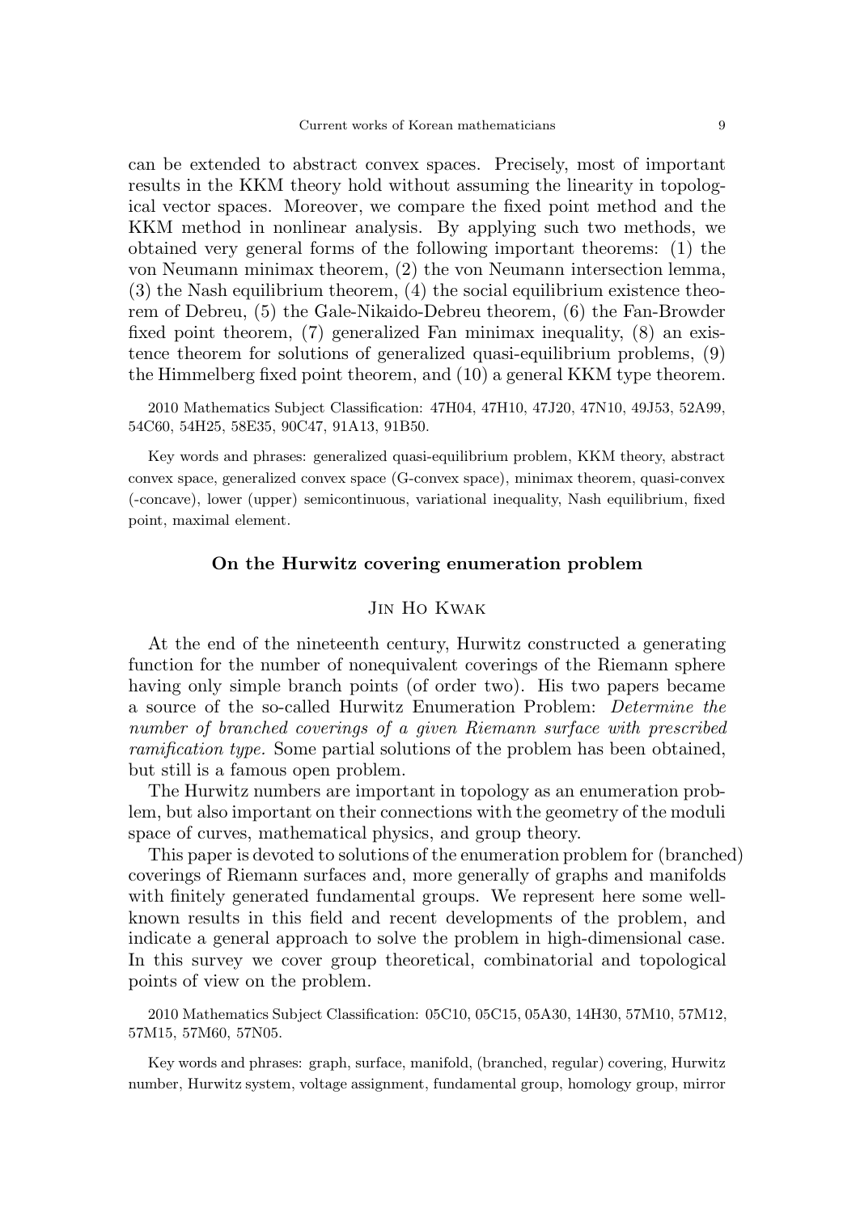can be extended to abstract convex spaces. Precisely, most of important results in the KKM theory hold without assuming the linearity in topological vector spaces. Moreover, we compare the fixed point method and the KKM method in nonlinear analysis. By applying such two methods, we obtained very general forms of the following important theorems: (1) the von Neumann minimax theorem, (2) the von Neumann intersection lemma, (3) the Nash equilibrium theorem, (4) the social equilibrium existence theorem of Debreu, (5) the Gale-Nikaido-Debreu theorem, (6) the Fan-Browder fixed point theorem, (7) generalized Fan minimax inequality, (8) an existence theorem for solutions of generalized quasi-equilibrium problems, (9) the Himmelberg fixed point theorem, and (10) a general KKM type theorem.

2010 Mathematics Subject Classification: 47H04, 47H10, 47J20, 47N10, 49J53, 52A99, 54C60, 54H25, 58E35, 90C47, 91A13, 91B50.

Key words and phrases: generalized quasi-equilibrium problem, KKM theory, abstract convex space, generalized convex space (G-convex space), minimax theorem, quasi-convex (-concave), lower (upper) semicontinuous, variational inequality, Nash equilibrium, fixed point, maximal element.

## On the Hurwitz covering enumeration problem

Jin Ho Kwak

At the end of the nineteenth century, Hurwitz constructed a generating function for the number of nonequivalent coverings of the Riemann sphere having only simple branch points (of order two). His two papers became a source of the so-called Hurwitz Enumeration Problem: *Determine the number of branched coverings of a given Riemann surface with prescribed ramification type.* Some partial solutions of the problem has been obtained, but still is a famous open problem.

The Hurwitz numbers are important in topology as an enumeration problem, but also important on their connections with the geometry of the moduli space of curves, mathematical physics, and group theory.

This paper is devoted to solutions of the enumeration problem for (branched) coverings of Riemann surfaces and, more generally of graphs and manifolds with finitely generated fundamental groups. We represent here some well-known results in this field and recent developments of the problem, and indicate a general approach to solve the problem in high-dimensional case. In this survey we cover group theoretical, combinatorial and topological points of view on the problem.

2010 Mathematics Subject Classification: 05C10, 05C15, 05A30, 14H30, 57M10, 57M12, 57M15, 57M60, 57N05.

Key words and phrases: graph, surface, manifold, (branched, regular) covering, Hurwitz number, Hurwitz system, voltage assignment, fundamental group, homology group, mirror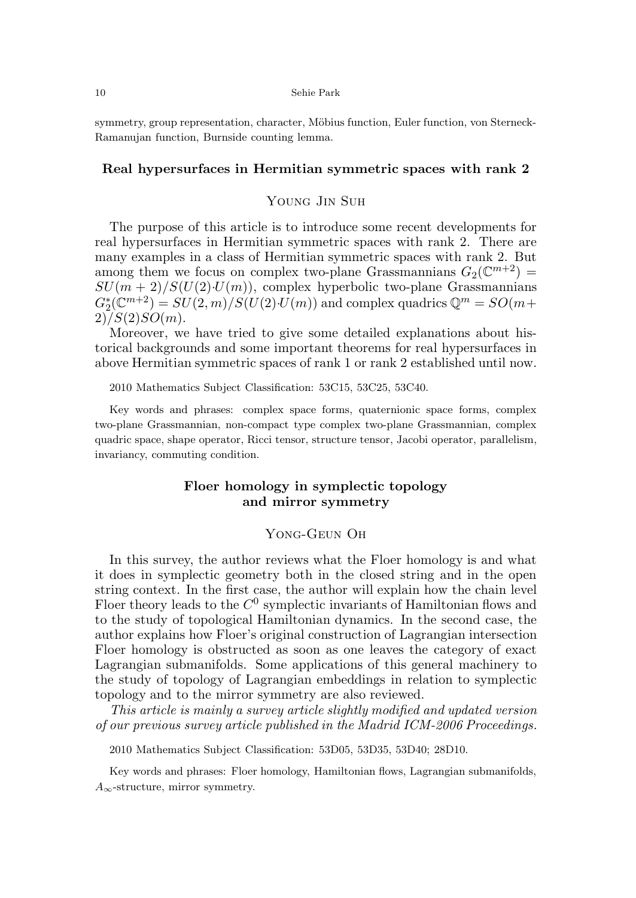symmetry, group representation, character, Möbius function, Euler function, von Sterneck-Ramanujan function, Burnside counting lemma.

### Real hypersurfaces in Hermitian symmetric spaces with rank 2

Young Jin Suh

The purpose of this article is to introduce some recent developments for real hypersurfaces in Hermitian symmetric spaces with rank 2. There are many examples in a class of Hermitian symmetric spaces with rank 2. But among them we focus on complex two-plane Grassmannians $G_2(\mathbb{C}^{m+2}) = SU(m+2)/S(U(2){\cdot}U(m))$, complex hyperbolic two-plane Grassmannians $G_2^*(\mathbb{C}^{m+2}) = SU(2,m)/S(U(2){\cdot}U(m))$ and complex quadrics $\mathbb{Q}^m = SO(m+2)/S(2)SO(m)$.

Moreover, we have tried to give some detailed explanations about historical backgrounds and some important theorems for real hypersurfaces in above Hermitian symmetric spaces of rank 1 or rank 2 established until now.

2010 Mathematics Subject Classification: 53C15, 53C25, 53C40.

Key words and phrases: complex space forms, quaternionic space forms, complex two-plane Grassmannian, non-compact type complex two-plane Grassmannian, complex quadric space, shape operator, Ricci tensor, structure tensor, Jacobi operator, parallelism, invariancy, commuting condition.

### Floer homology in symplectic topology and mirror symmetry

Yong-Geun Oh

In this survey, the author reviews what the Floer homology is and what it does in symplectic geometry both in the closed string and in the open string context. In the first case, the author will explain how the chain level Floer theory leads to the $C^0$ symplectic invariants of Hamiltonian flows and to the study of topological Hamiltonian dynamics. In the second case, the author explains how Floer's original construction of Lagrangian intersection Floer homology is obstructed as soon as one leaves the category of exact Lagrangian submanifolds. Some applications of this general machinery to the study of topology of Lagrangian embeddings in relation to symplectic topology and to the mirror symmetry are also reviewed.

*This article is mainly a survey article slightly modified and updated version of our previous survey article published in the Madrid ICM-2006 Proceedings.*

2010 Mathematics Subject Classification: 53D05, 53D35, 53D40; 28D10.

Key words and phrases: Floer homology, Hamiltonian flows, Lagrangian submanifolds, $A_\infty$-structure, mirror symmetry.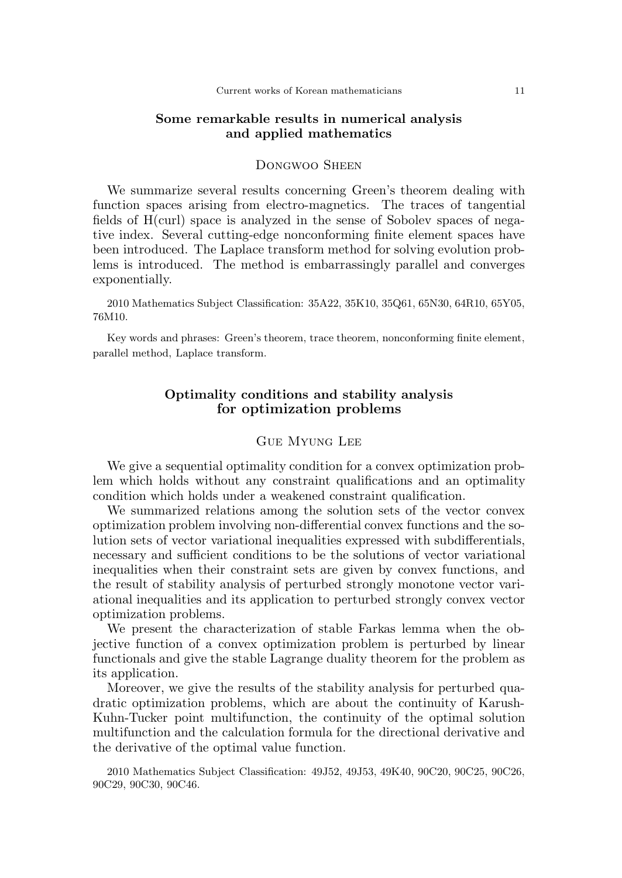## Some remarkable results in numerical analysis and applied mathematics

Dongwoo Sheen

We summarize several results concerning Green's theorem dealing with function spaces arising from electro-magnetics. The traces of tangential fields of H(curl) space is analyzed in the sense of Sobolev spaces of negative index. Several cutting-edge nonconforming finite element spaces have been introduced. The Laplace transform method for solving evolution problems is introduced. The method is embarrassingly parallel and converges exponentially.

2010 Mathematics Subject Classification: 35A22, 35K10, 35Q61, 65N30, 64R10, 65Y05, 76M10.

Key words and phrases: Green's theorem, trace theorem, nonconforming finite element, parallel method, Laplace transform.

## Optimality conditions and stability analysis for optimization problems

Gue Myung Lee

We give a sequential optimality condition for a convex optimization problem which holds without any constraint qualifications and an optimality condition which holds under a weakened constraint qualification.

We summarized relations among the solution sets of the vector convex optimization problem involving non-differential convex functions and the solution sets of vector variational inequalities expressed with subdifferentials, necessary and sufficient conditions to be the solutions of vector variational inequalities when their constraint sets are given by convex functions, and the result of stability analysis of perturbed strongly monotone vector variational inequalities and its application to perturbed strongly convex vector optimization problems.

We present the characterization of stable Farkas lemma when the objective function of a convex optimization problem is perturbed by linear functionals and give the stable Lagrange duality theorem for the problem as its application.

Moreover, we give the results of the stability analysis for perturbed quadratic optimization problems, which are about the continuity of Karush-Kuhn-Tucker point multifunction, the continuity of the optimal solution multifunction and the calculation formula for the directional derivative and the derivative of the optimal value function.

2010 Mathematics Subject Classification: 49J52, 49J53, 49K40, 90C20, 90C25, 90C26, 90C29, 90C30, 90C46.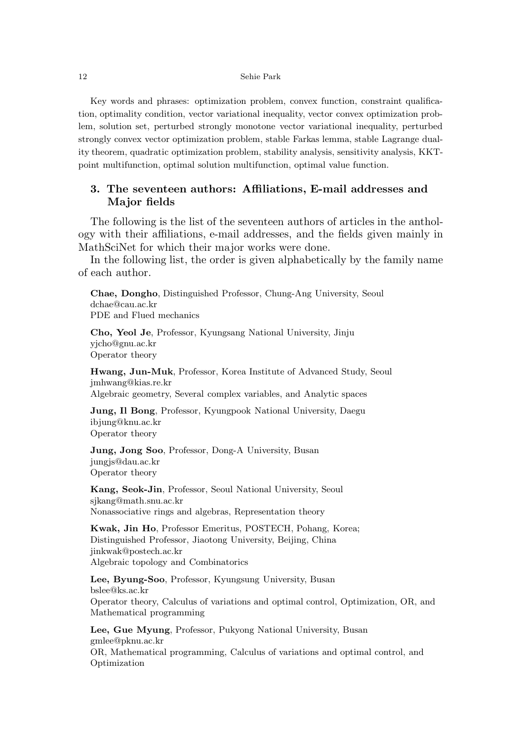Key words and phrases: optimization problem, convex function, constraint qualification, optimality condition, vector variational inequality, vector convex optimization problem, solution set, perturbed strongly monotone vector variational inequality, perturbed strongly convex vector optimization problem, stable Farkas lemma, stable Lagrange duality theorem, quadratic optimization problem, stability analysis, sensitivity analysis, KKT-point multifunction, optimal solution multifunction, optimal value function.

## 3. The seventeen authors: Affiliations, E-mail addresses and Major fields

The following is the list of the seventeen authors of articles in the anthology with their affiliations, e-mail addresses, and the fields given mainly in MathSciNet for which their major works were done.

In the following list, the order is given alphabetically by the family name of each author.

**Chae, Dongho**, Distinguished Professor, Chung-Ang University, Seoul
dchae@cau.ac.kr
PDE and Flued mechanics

**Cho, Yeol Je**, Professor, Kyungsang National University, Jinju
yjcho@gnu.ac.kr
Operator theory

**Hwang, Jun-Muk**, Professor, Korea Institute of Advanced Study, Seoul
jmhwang@kias.re.kr
Algebraic geometry, Several complex variables, and Analytic spaces

**Jung, Il Bong**, Professor, Kyungpook National University, Daegu
ibjung@knu.ac.kr
Operator theory

**Jung, Jong Soo**, Professor, Dong-A University, Busan
jungjs@dau.ac.kr
Operator theory

**Kang, Seok-Jin**, Professor, Seoul National University, Seoul
sjkang@math.snu.ac.kr
Nonassociative rings and algebras, Representation theory

**Kwak, Jin Ho**, Professor Emeritus, POSTECH, Pohang, Korea;
Distinguished Professor, Jiaotong University, Beijing, China
jinkwak@postech.ac.kr
Algebraic topology and Combinatorics

**Lee, Byung-Soo**, Professor, Kyungsung University, Busan
bslee@ks.ac.kr
Operator theory, Calculus of variations and optimal control, Optimization, OR, and Mathematical programming

**Lee, Gue Myung**, Professor, Pukyong National University, Busan
gmlee@pknu.ac.kr
OR, Mathematical programming, Calculus of variations and optimal control, and Optimization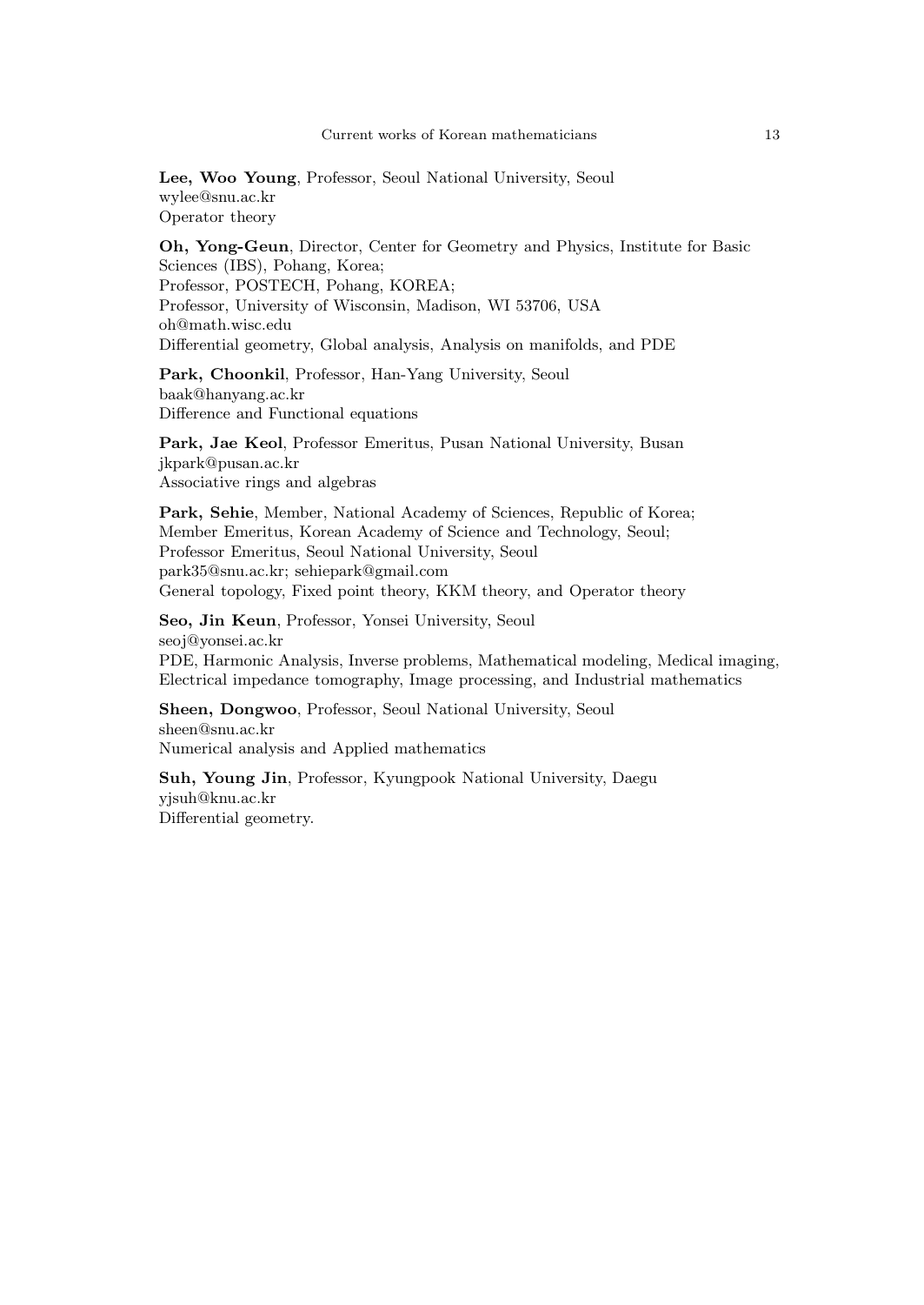**Lee, Woo Young**, Professor, Seoul National University, Seoul
wylee@snu.ac.kr
Operator theory

**Oh, Yong-Geun**, Director, Center for Geometry and Physics, Institute for Basic Sciences (IBS), Pohang, Korea;
Professor, POSTECH, Pohang, KOREA;
Professor, University of Wisconsin, Madison, WI 53706, USA
oh@math.wisc.edu
Differential geometry, Global analysis, Analysis on manifolds, and PDE

**Park, Choonkil**, Professor, Han-Yang University, Seoul
baak@hanyang.ac.kr
Difference and Functional equations

**Park, Jae Keol**, Professor Emeritus, Pusan National University, Busan
jkpark@pusan.ac.kr
Associative rings and algebras

**Park, Sehie**, Member, National Academy of Sciences, Republic of Korea;
Member Emeritus, Korean Academy of Science and Technology, Seoul;
Professor Emeritus, Seoul National University, Seoul
park35@snu.ac.kr; sehiepark@gmail.com
General topology, Fixed point theory, KKM theory, and Operator theory

**Seo, Jin Keun**, Professor, Yonsei University, Seoul
seoj@yonsei.ac.kr
PDE, Harmonic Analysis, Inverse problems, Mathematical modeling, Medical imaging, Electrical impedance tomography, Image processing, and Industrial mathematics

**Sheen, Dongwoo**, Professor, Seoul National University, Seoul
sheen@snu.ac.kr
Numerical analysis and Applied mathematics

**Suh, Young Jin**, Professor, Kyungpook National University, Daegu
yjsuh@knu.ac.kr
Differential geometry.